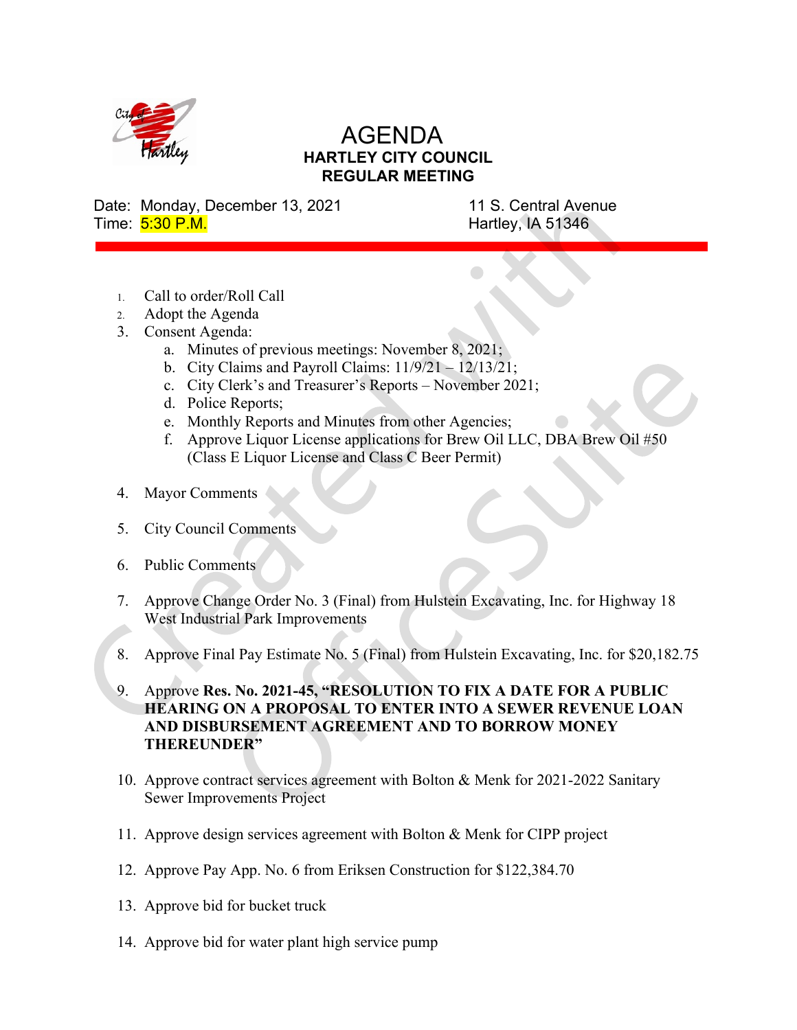# AGENDA

## HARTLEY CITY COUNCIL
## REGULAR MEETING

Date: Monday, December 13, 2021
Time: 5:30 P.M.

11 S. Central Avenue
Hartley, IA 51346

1. Call to order/Roll Call
2. Adopt the Agenda
3. Consent Agenda:
    a. Minutes of previous meetings: November 8, 2021;
    b. City Claims and Payroll Claims: 11/9/21 – 12/13/21;
    c. City Clerk's and Treasurer's Reports – November 2021;
    d. Police Reports;
    e. Monthly Reports and Minutes from other Agencies;
    f. Approve Liquor License applications for Brew Oil LLC, DBA Brew Oil #50 (Class E Liquor License and Class C Beer Permit)
4. Mayor Comments
5. City Council Comments
6. Public Comments
7. Approve Change Order No. 3 (Final) from Hulstein Excavating, Inc. for Highway 18 West Industrial Park Improvements
8. Approve Final Pay Estimate No. 5 (Final) from Hulstein Excavating, Inc. for $20,182.75
9. Approve **Res. No. 2021-45, "RESOLUTION TO FIX A DATE FOR A PUBLIC HEARING ON A PROPOSAL TO ENTER INTO A SEWER REVENUE LOAN AND DISBURSEMENT AGREEMENT AND TO BORROW MONEY THEREUNDER"**
10. Approve contract services agreement with Bolton & Menk for 2021-2022 Sanitary Sewer Improvements Project
11. Approve design services agreement with Bolton & Menk for CIPP project
12. Approve Pay App. No. 6 from Eriksen Construction for $122,384.70
13. Approve bid for bucket truck
14. Approve bid for water plant high service pump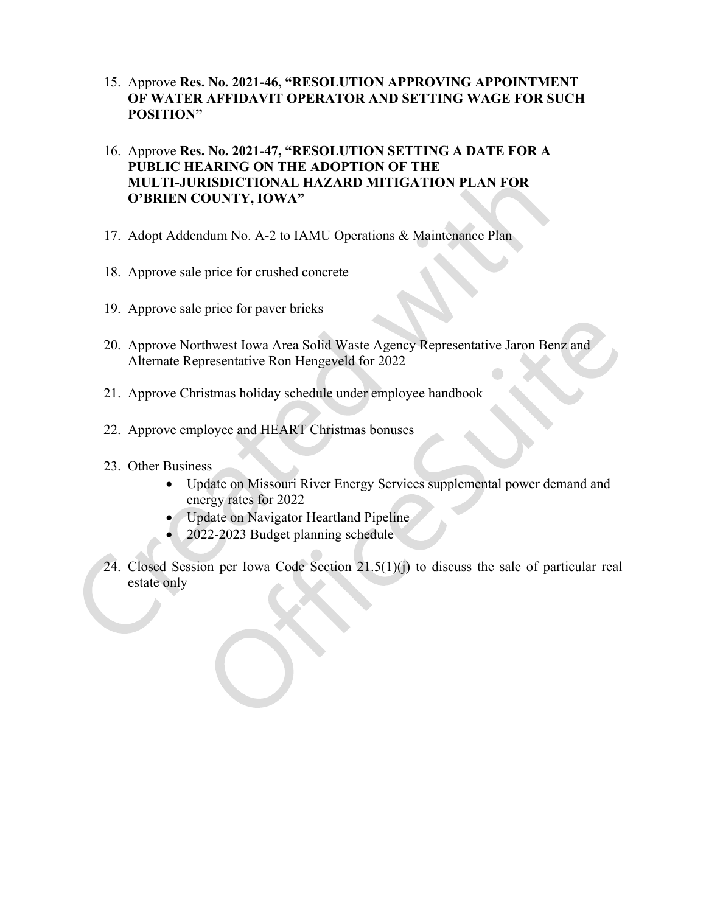15. Approve **Res. No. 2021-46, "RESOLUTION APPROVING APPOINTMENT OF WATER AFFIDAVIT OPERATOR AND SETTING WAGE FOR SUCH POSITION"**

16. Approve **Res. No. 2021-47, "RESOLUTION SETTING A DATE FOR A PUBLIC HEARING ON THE ADOPTION OF THE MULTI-JURISDICTIONAL HAZARD MITIGATION PLAN FOR O'BRIEN COUNTY, IOWA"**

17. Adopt Addendum No. A-2 to IAMU Operations & Maintenance Plan

18. Approve sale price for crushed concrete

19. Approve sale price for paver bricks

20. Approve Northwest Iowa Area Solid Waste Agency Representative Jaron Benz and Alternate Representative Ron Hengeveld for 2022

21. Approve Christmas holiday schedule under employee handbook

22. Approve employee and HEART Christmas bonuses

23. Other Business
    - Update on Missouri River Energy Services supplemental power demand and energy rates for 2022
    - Update on Navigator Heartland Pipeline
    - 2022-2023 Budget planning schedule

24. Closed Session per Iowa Code Section 21.5(1)(j) to discuss the sale of particular real estate only